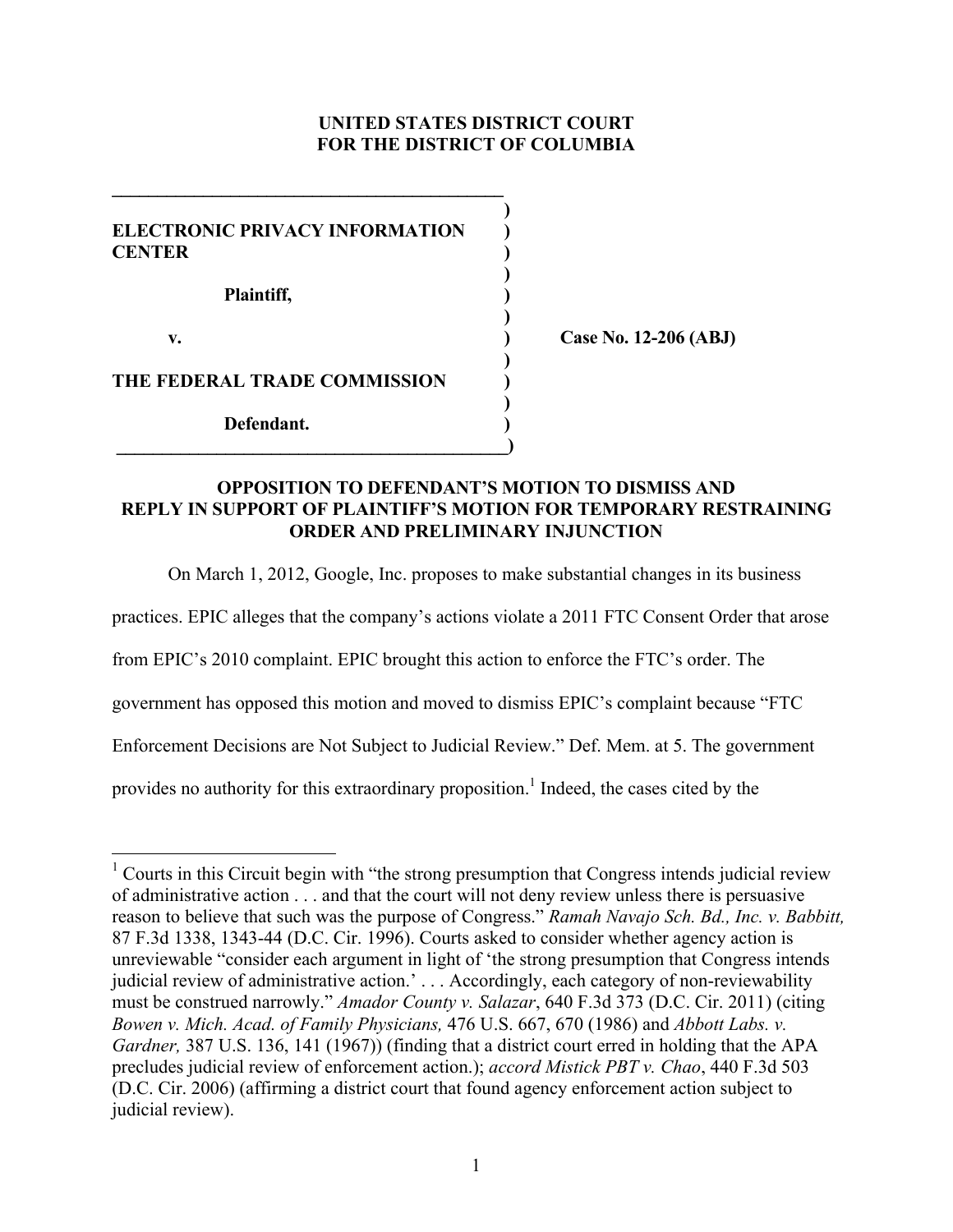**UNITED STATES DISTRICT COURT**
**FOR THE DISTRICT OF COLUMBIA**

| | |
|---|---|
| **ELECTRONIC PRIVACY INFORMATION CENTER** | |
| **Plaintiff,** | |
| **v.** | **Case No. 12-206 (ABJ)** |
| **THE FEDERAL TRADE COMMISSION** | |
| **Defendant.** | |

## OPPOSITION TO DEFENDANT'S MOTION TO DISMISS AND REPLY IN SUPPORT OF PLAINTIFF'S MOTION FOR TEMPORARY RESTRAINING ORDER AND PRELIMINARY INJUNCTION

On March 1, 2012, Google, Inc. proposes to make substantial changes in its business practices. EPIC alleges that the company's actions violate a 2011 FTC Consent Order that arose from EPIC's 2010 complaint. EPIC brought this action to enforce the FTC's order. The government has opposed this motion and moved to dismiss EPIC's complaint because "FTC Enforcement Decisions are Not Subject to Judicial Review." Def. Mem. at 5. The government provides no authority for this extraordinary proposition.[1] Indeed, the cases cited by the

---

[1] Courts in this Circuit begin with "the strong presumption that Congress intends judicial review of administrative action . . . and that the court will not deny review unless there is persuasive reason to believe that such was the purpose of Congress." *Ramah Navajo Sch. Bd., Inc. v. Babbitt,* 87 F.3d 1338, 1343-44 (D.C. Cir. 1996). Courts asked to consider whether agency action is unreviewable "consider each argument in light of 'the strong presumption that Congress intends judicial review of administrative action.' . . . Accordingly, each category of non-reviewability must be construed narrowly." *Amador County v. Salazar*, 640 F.3d 373 (D.C. Cir. 2011) (citing *Bowen v. Mich. Acad. of Family Physicians,* 476 U.S. 667, 670 (1986) and *Abbott Labs. v. Gardner,* 387 U.S. 136, 141 (1967)) (finding that a district court erred in holding that the APA precludes judicial review of enforcement action.); *accord Mistick PBT v. Chao*, 440 F.3d 503 (D.C. Cir. 2006) (affirming a district court that found agency enforcement action subject to judicial review).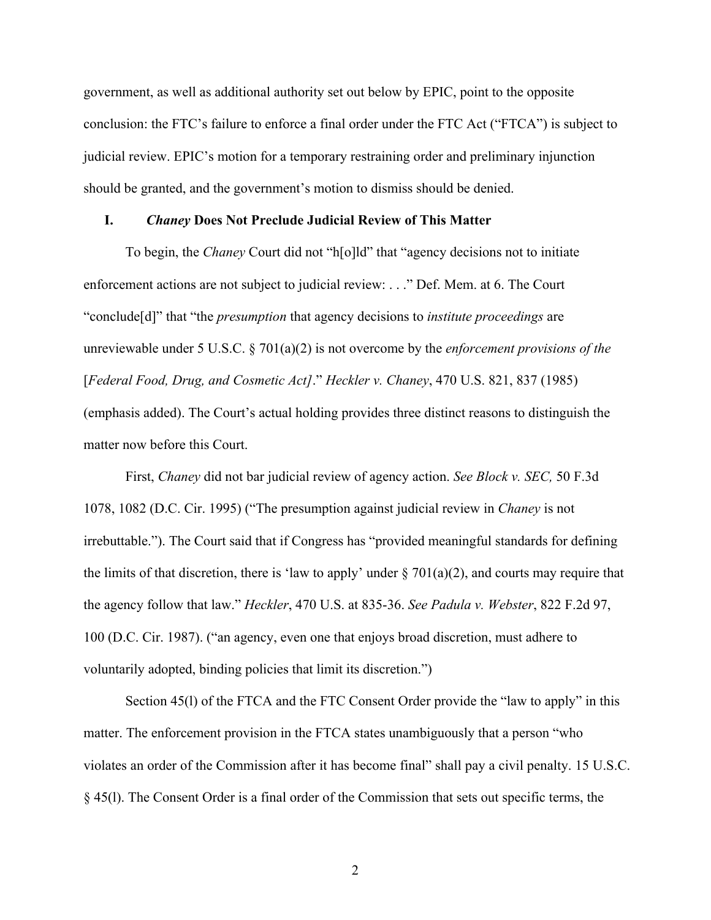government, as well as additional authority set out below by EPIC, point to the opposite conclusion: the FTC's failure to enforce a final order under the FTC Act ("FTCA") is subject to judicial review. EPIC's motion for a temporary restraining order and preliminary injunction should be granted, and the government's motion to dismiss should be denied.

## I. *Chaney* Does Not Preclude Judicial Review of This Matter

To begin, the *Chaney* Court did not "h[o]ld" that "agency decisions not to initiate enforcement actions are not subject to judicial review: . . ." Def. Mem. at 6. The Court "conclude[d]" that "the *presumption* that agency decisions to *institute proceedings* are unreviewable under 5 U.S.C. § 701(a)(2) is not overcome by the *enforcement provisions of the* [*Federal Food, Drug, and Cosmetic Act]*." *Heckler v. Chaney*, 470 U.S. 821, 837 (1985) (emphasis added). The Court's actual holding provides three distinct reasons to distinguish the matter now before this Court.

First, *Chaney* did not bar judicial review of agency action. *See Block v. SEC,* 50 F.3d 1078, 1082 (D.C. Cir. 1995) ("The presumption against judicial review in *Chaney* is not irrebuttable."). The Court said that if Congress has "provided meaningful standards for defining the limits of that discretion, there is 'law to apply' under § 701(a)(2), and courts may require that the agency follow that law." *Heckler*, 470 U.S. at 835-36. *See Padula v. Webster*, 822 F.2d 97, 100 (D.C. Cir. 1987). ("an agency, even one that enjoys broad discretion, must adhere to voluntarily adopted, binding policies that limit its discretion.")

Section 45(l) of the FTCA and the FTC Consent Order provide the "law to apply" in this matter. The enforcement provision in the FTCA states unambiguously that a person "who violates an order of the Commission after it has become final" shall pay a civil penalty. 15 U.S.C. § 45(l). The Consent Order is a final order of the Commission that sets out specific terms, the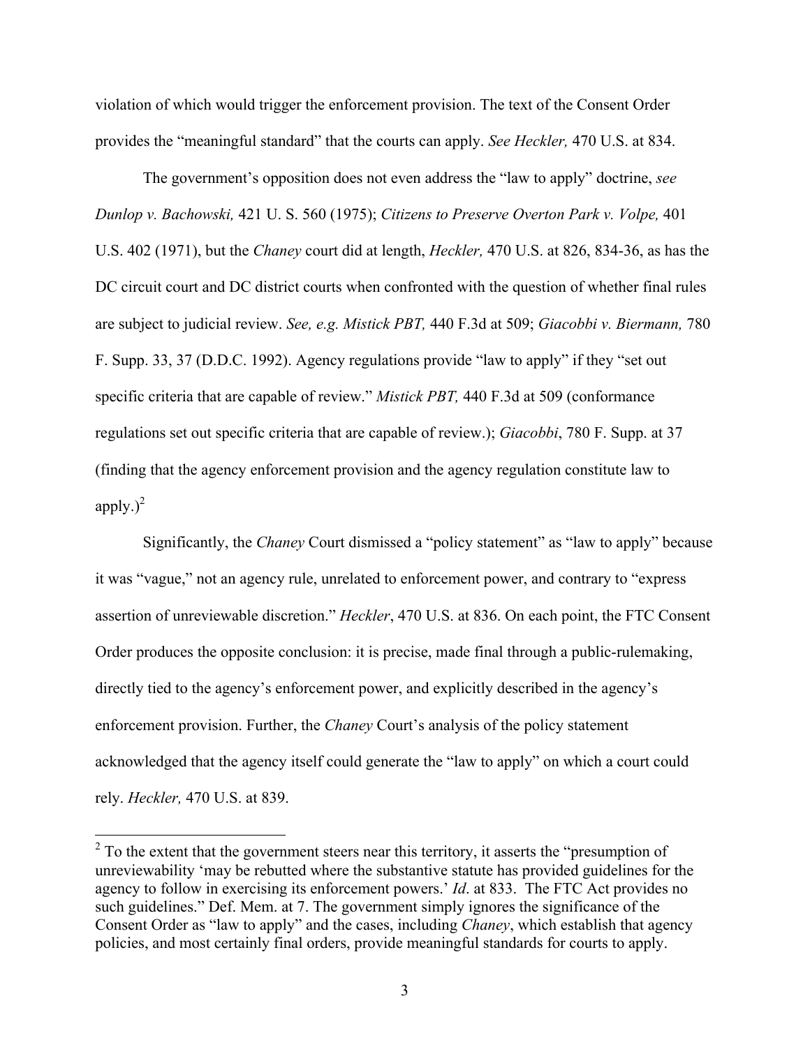violation of which would trigger the enforcement provision. The text of the Consent Order provides the "meaningful standard" that the courts can apply. *See Heckler,* 470 U.S. at 834.

The government's opposition does not even address the "law to apply" doctrine, *see Dunlop v. Bachowski,* 421 U. S. 560 (1975); *Citizens to Preserve Overton Park v. Volpe,* 401 U.S. 402 (1971), but the *Chaney* court did at length, *Heckler,* 470 U.S. at 826, 834-36, as has the DC circuit court and DC district courts when confronted with the question of whether final rules are subject to judicial review. *See, e.g. Mistick PBT,* 440 F.3d at 509; *Giacobbi v. Biermann,* 780 F. Supp. 33, 37 (D.D.C. 1992). Agency regulations provide "law to apply" if they "set out specific criteria that are capable of review." *Mistick PBT,* 440 F.3d at 509 (conformance regulations set out specific criteria that are capable of review.); *Giacobbi*, 780 F. Supp. at 37 (finding that the agency enforcement provision and the agency regulation constitute law to apply.)[2]

Significantly, the *Chaney* Court dismissed a "policy statement" as "law to apply" because it was "vague," not an agency rule, unrelated to enforcement power, and contrary to "express assertion of unreviewable discretion." *Heckler*, 470 U.S. at 836. On each point, the FTC Consent Order produces the opposite conclusion: it is precise, made final through a public-rulemaking, directly tied to the agency's enforcement power, and explicitly described in the agency's enforcement provision. Further, the *Chaney* Court's analysis of the policy statement acknowledged that the agency itself could generate the "law to apply" on which a court could rely. *Heckler,* 470 U.S. at 839.

[2] To the extent that the government steers near this territory, it asserts the "presumption of unreviewability 'may be rebutted where the substantive statute has provided guidelines for the agency to follow in exercising its enforcement powers.' *Id*. at 833. The FTC Act provides no such guidelines." Def. Mem. at 7. The government simply ignores the significance of the Consent Order as "law to apply" and the cases, including *Chaney*, which establish that agency policies, and most certainly final orders, provide meaningful standards for courts to apply.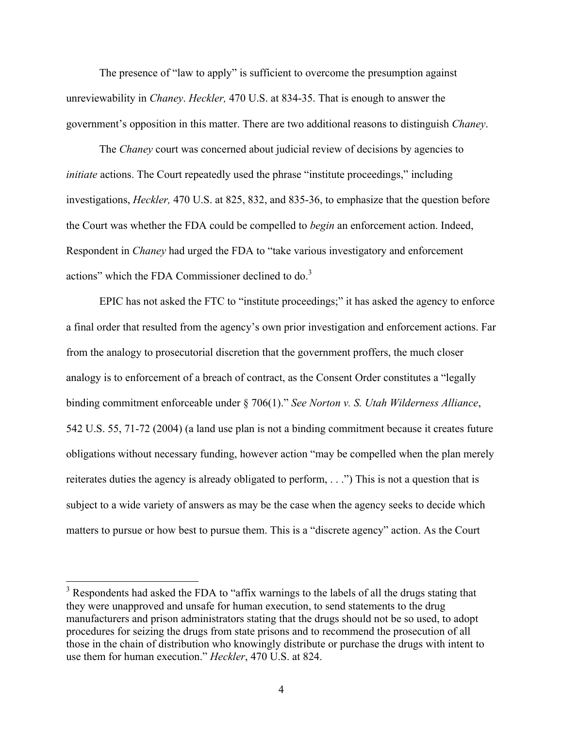The presence of "law to apply" is sufficient to overcome the presumption against unreviewability in *Chaney*. *Heckler,* 470 U.S. at 834-35. That is enough to answer the government's opposition in this matter. There are two additional reasons to distinguish *Chaney*.

The *Chaney* court was concerned about judicial review of decisions by agencies to *initiate* actions. The Court repeatedly used the phrase "institute proceedings," including investigations, *Heckler,* 470 U.S. at 825, 832, and 835-36, to emphasize that the question before the Court was whether the FDA could be compelled to *begin* an enforcement action. Indeed, Respondent in *Chaney* had urged the FDA to "take various investigatory and enforcement actions" which the FDA Commissioner declined to do.[3]

EPIC has not asked the FTC to "institute proceedings;" it has asked the agency to enforce a final order that resulted from the agency's own prior investigation and enforcement actions. Far from the analogy to prosecutorial discretion that the government proffers, the much closer analogy is to enforcement of a breach of contract, as the Consent Order constitutes a "legally binding commitment enforceable under § 706(1)." *See Norton v. S. Utah Wilderness Alliance*, 542 U.S. 55, 71-72 (2004) (a land use plan is not a binding commitment because it creates future obligations without necessary funding, however action "may be compelled when the plan merely reiterates duties the agency is already obligated to perform, . . .") This is not a question that is subject to a wide variety of answers as may be the case when the agency seeks to decide which matters to pursue or how best to pursue them. This is a "discrete agency" action. As the Court

---

[3] Respondents had asked the FDA to "affix warnings to the labels of all the drugs stating that they were unapproved and unsafe for human execution, to send statements to the drug manufacturers and prison administrators stating that the drugs should not be so used, to adopt procedures for seizing the drugs from state prisons and to recommend the prosecution of all those in the chain of distribution who knowingly distribute or purchase the drugs with intent to use them for human execution." *Heckler*, 470 U.S. at 824.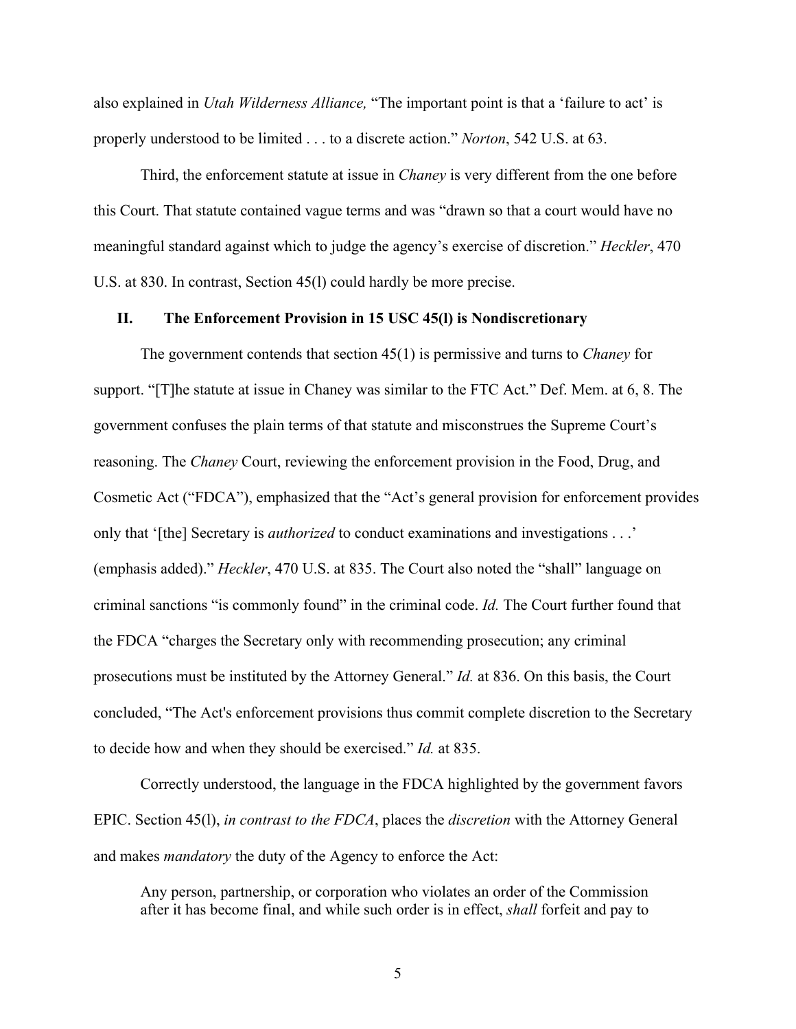also explained in *Utah Wilderness Alliance,* "The important point is that a 'failure to act' is properly understood to be limited . . . to a discrete action." *Norton*, 542 U.S. at 63.

Third, the enforcement statute at issue in *Chaney* is very different from the one before this Court. That statute contained vague terms and was "drawn so that a court would have no meaningful standard against which to judge the agency's exercise of discretion." *Heckler*, 470 U.S. at 830. In contrast, Section 45(l) could hardly be more precise.

## II. The Enforcement Provision in 15 USC 45(l) is Nondiscretionary

The government contends that section 45(1) is permissive and turns to *Chaney* for support. "[T]he statute at issue in Chaney was similar to the FTC Act." Def. Mem. at 6, 8. The government confuses the plain terms of that statute and misconstrues the Supreme Court's reasoning. The *Chaney* Court, reviewing the enforcement provision in the Food, Drug, and Cosmetic Act ("FDCA"), emphasized that the "Act's general provision for enforcement provides only that '[the] Secretary is *authorized* to conduct examinations and investigations . . .' (emphasis added)." *Heckler*, 470 U.S. at 835. The Court also noted the "shall" language on criminal sanctions "is commonly found" in the criminal code. *Id.* The Court further found that the FDCA "charges the Secretary only with recommending prosecution; any criminal prosecutions must be instituted by the Attorney General." *Id.* at 836. On this basis, the Court concluded, "The Act's enforcement provisions thus commit complete discretion to the Secretary to decide how and when they should be exercised." *Id.* at 835.

Correctly understood, the language in the FDCA highlighted by the government favors EPIC. Section 45(l), *in contrast to the FDCA*, places the *discretion* with the Attorney General and makes *mandatory* the duty of the Agency to enforce the Act:

> Any person, partnership, or corporation who violates an order of the Commission after it has become final, and while such order is in effect, *shall* forfeit and pay to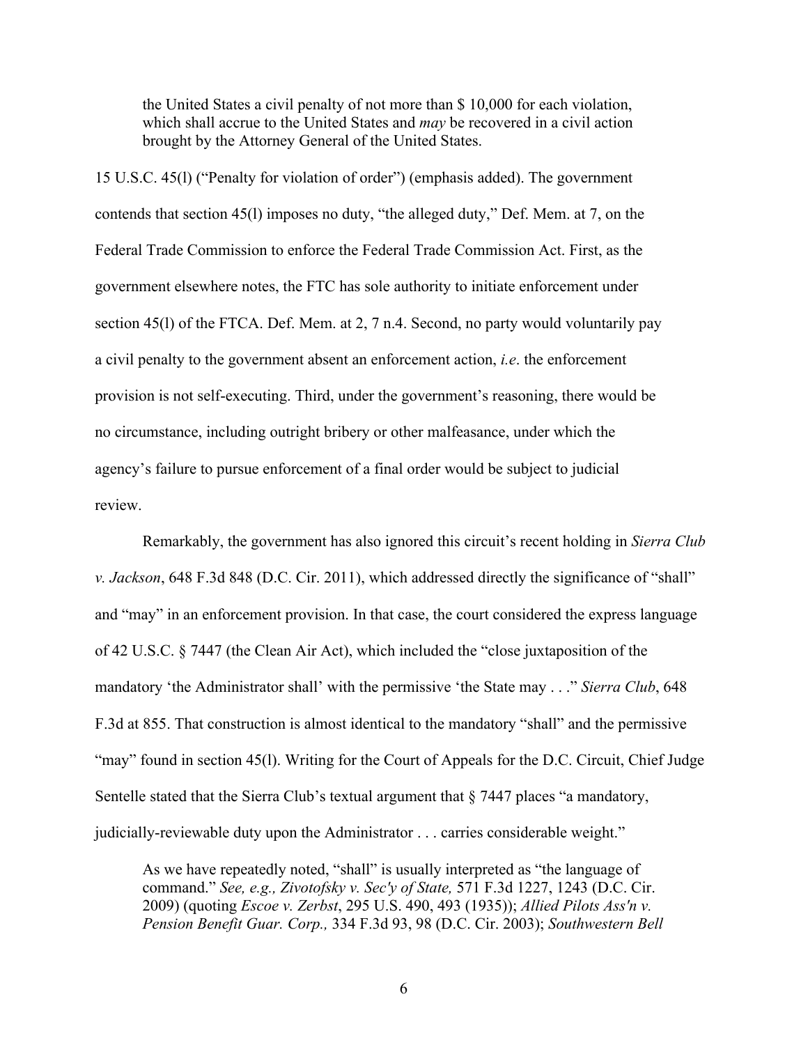> the United States a civil penalty of not more than $ 10,000 for each violation, which shall accrue to the United States and *may* be recovered in a civil action brought by the Attorney General of the United States.

15 U.S.C. 45(l) ("Penalty for violation of order") (emphasis added). The government contends that section 45(l) imposes no duty, "the alleged duty," Def. Mem. at 7, on the Federal Trade Commission to enforce the Federal Trade Commission Act. First, as the government elsewhere notes, the FTC has sole authority to initiate enforcement under section 45(l) of the FTCA. Def. Mem. at 2, 7 n.4. Second, no party would voluntarily pay a civil penalty to the government absent an enforcement action, *i.e*. the enforcement provision is not self-executing. Third, under the government's reasoning, there would be no circumstance, including outright bribery or other malfeasance, under which the agency's failure to pursue enforcement of a final order would be subject to judicial review.

Remarkably, the government has also ignored this circuit's recent holding in *Sierra Club v. Jackson*, 648 F.3d 848 (D.C. Cir. 2011), which addressed directly the significance of "shall" and "may" in an enforcement provision. In that case, the court considered the express language of 42 U.S.C. § 7447 (the Clean Air Act), which included the "close juxtaposition of the mandatory 'the Administrator shall' with the permissive 'the State may . . .'" *Sierra Club*, 648 F.3d at 855. That construction is almost identical to the mandatory "shall" and the permissive "may" found in section 45(l). Writing for the Court of Appeals for the D.C. Circuit, Chief Judge Sentelle stated that the Sierra Club's textual argument that § 7447 places "a mandatory, judicially-reviewable duty upon the Administrator . . . carries considerable weight."

> As we have repeatedly noted, "shall" is usually interpreted as "the language of command." *See, e.g., Zivotofsky v. Sec'y of State,* 571 F.3d 1227, 1243 (D.C. Cir. 2009) (quoting *Escoe v. Zerbst*, 295 U.S. 490, 493 (1935)); *Allied Pilots Ass'n v. Pension Benefit Guar. Corp.,* 334 F.3d 93, 98 (D.C. Cir. 2003); *Southwestern Bell*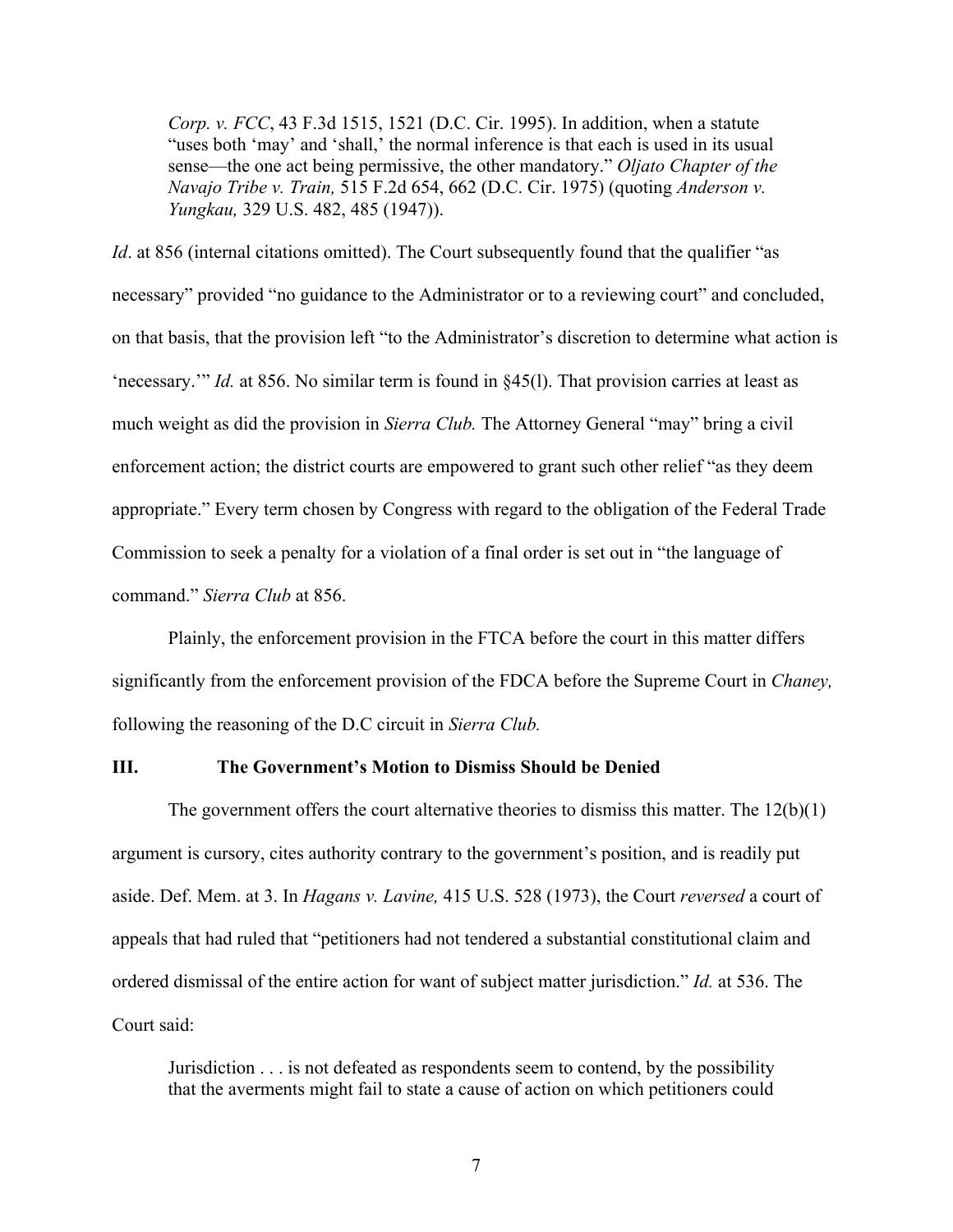> *Corp. v. FCC*, 43 F.3d 1515, 1521 (D.C. Cir. 1995). In addition, when a statute "uses both 'may' and 'shall,' the normal inference is that each is used in its usual sense—the one act being permissive, the other mandatory." *Oljato Chapter of the Navajo Tribe v. Train,* 515 F.2d 654, 662 (D.C. Cir. 1975) (quoting *Anderson v. Yungkau,* 329 U.S. 482, 485 (1947)).

*Id*. at 856 (internal citations omitted). The Court subsequently found that the qualifier "as necessary" provided "no guidance to the Administrator or to a reviewing court" and concluded, on that basis, that the provision left "to the Administrator's discretion to determine what action is 'necessary.'" *Id.* at 856. No similar term is found in §45(l). That provision carries at least as much weight as did the provision in *Sierra Club.* The Attorney General "may" bring a civil enforcement action; the district courts are empowered to grant such other relief "as they deem appropriate." Every term chosen by Congress with regard to the obligation of the Federal Trade Commission to seek a penalty for a violation of a final order is set out in "the language of command." *Sierra Club* at 856.

Plainly, the enforcement provision in the FTCA before the court in this matter differs significantly from the enforcement provision of the FDCA before the Supreme Court in *Chaney,* following the reasoning of the D.C circuit in *Sierra Club.*

## III. The Government's Motion to Dismiss Should be Denied

The government offers the court alternative theories to dismiss this matter. The 12(b)(1) argument is cursory, cites authority contrary to the government's position, and is readily put aside. Def. Mem. at 3. In *Hagans v. Lavine,* 415 U.S. 528 (1973), the Court *reversed* a court of appeals that had ruled that "petitioners had not tendered a substantial constitutional claim and ordered dismissal of the entire action for want of subject matter jurisdiction." *Id.* at 536. The Court said:

> Jurisdiction . . . is not defeated as respondents seem to contend, by the possibility that the averments might fail to state a cause of action on which petitioners could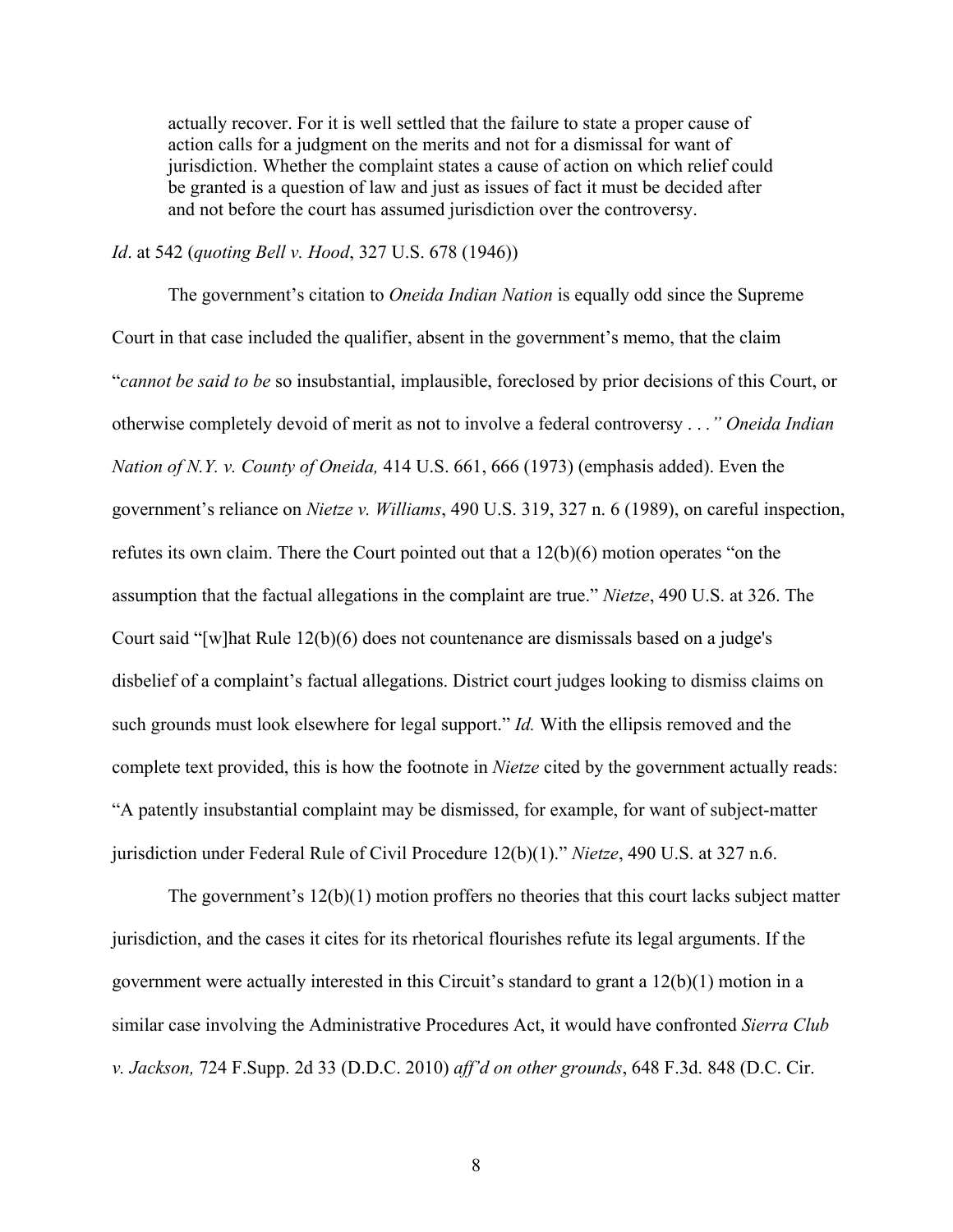> actually recover. For it is well settled that the failure to state a proper cause of action calls for a judgment on the merits and not for a dismissal for want of jurisdiction. Whether the complaint states a cause of action on which relief could be granted is a question of law and just as issues of fact it must be decided after and not before the court has assumed jurisdiction over the controversy.

*Id*. at 542 (*quoting Bell v. Hood*, 327 U.S. 678 (1946))

The government's citation to *Oneida Indian Nation* is equally odd since the Supreme Court in that case included the qualifier, absent in the government's memo, that the claim "*cannot be said to be* so insubstantial, implausible, foreclosed by prior decisions of this Court, or otherwise completely devoid of merit as not to involve a federal controversy . . .*" Oneida Indian Nation of N.Y. v. County of Oneida,* 414 U.S. 661, 666 (1973) (emphasis added). Even the government's reliance on *Nietze v. Williams*, 490 U.S. 319, 327 n. 6 (1989), on careful inspection, refutes its own claim. There the Court pointed out that a 12(b)(6) motion operates "on the assumption that the factual allegations in the complaint are true." *Nietze*, 490 U.S. at 326. The Court said "[w]hat Rule 12(b)(6) does not countenance are dismissals based on a judge's disbelief of a complaint's factual allegations. District court judges looking to dismiss claims on such grounds must look elsewhere for legal support." *Id.* With the ellipsis removed and the complete text provided, this is how the footnote in *Nietze* cited by the government actually reads: "A patently insubstantial complaint may be dismissed, for example, for want of subject-matter jurisdiction under Federal Rule of Civil Procedure 12(b)(1)." *Nietze*, 490 U.S. at 327 n.6.

The government's 12(b)(1) motion proffers no theories that this court lacks subject matter jurisdiction, and the cases it cites for its rhetorical flourishes refute its legal arguments. If the government were actually interested in this Circuit's standard to grant a 12(b)(1) motion in a similar case involving the Administrative Procedures Act, it would have confronted *Sierra Club v. Jackson,* 724 F.Supp. 2d 33 (D.D.C. 2010) *aff'd on other grounds*, 648 F.3d. 848 (D.C. Cir.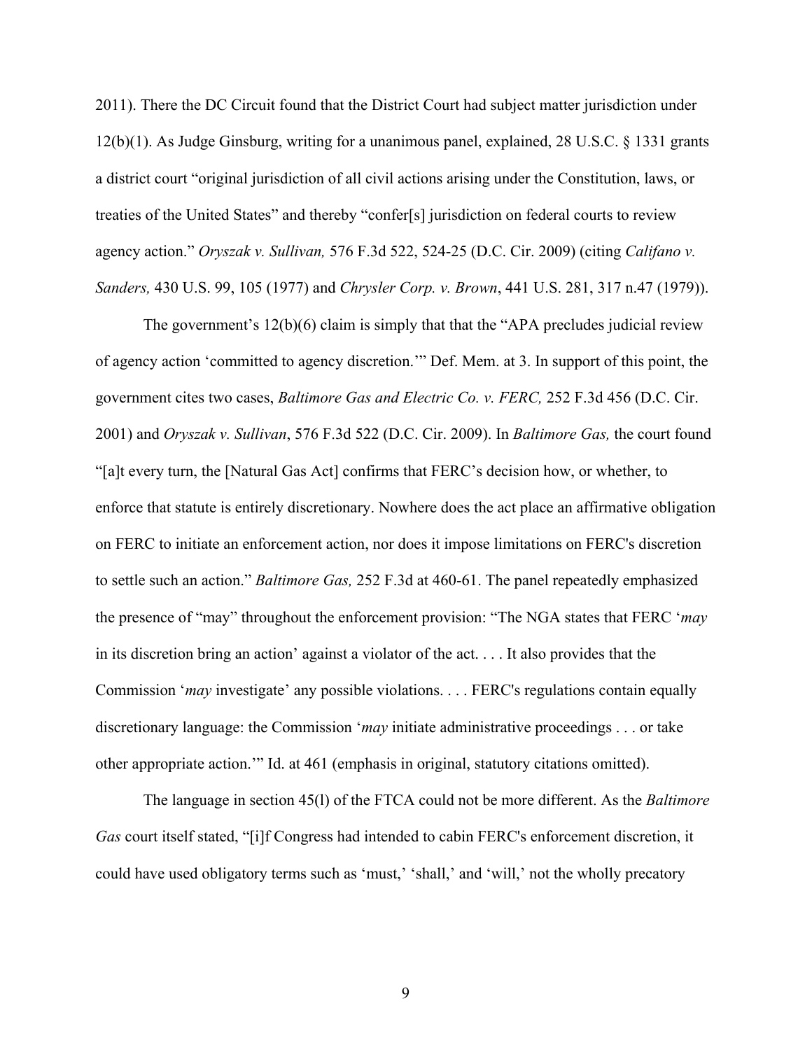2011). There the DC Circuit found that the District Court had subject matter jurisdiction under 12(b)(1). As Judge Ginsburg, writing for a unanimous panel, explained, 28 U.S.C. § 1331 grants a district court "original jurisdiction of all civil actions arising under the Constitution, laws, or treaties of the United States" and thereby "confer[s] jurisdiction on federal courts to review agency action." *Oryszak v. Sullivan,* 576 F.3d 522, 524-25 (D.C. Cir. 2009) (citing *Califano v. Sanders,* 430 U.S. 99, 105 (1977) and *Chrysler Corp. v. Brown*, 441 U.S. 281, 317 n.47 (1979)).

The government's 12(b)(6) claim is simply that that the "APA precludes judicial review of agency action 'committed to agency discretion.'" Def. Mem. at 3. In support of this point, the government cites two cases, *Baltimore Gas and Electric Co. v. FERC,* 252 F.3d 456 (D.C. Cir. 2001) and *Oryszak v. Sullivan*, 576 F.3d 522 (D.C. Cir. 2009). In *Baltimore Gas,* the court found "[a]t every turn, the [Natural Gas Act] confirms that FERC's decision how, or whether, to enforce that statute is entirely discretionary. Nowhere does the act place an affirmative obligation on FERC to initiate an enforcement action, nor does it impose limitations on FERC's discretion to settle such an action." *Baltimore Gas,* 252 F.3d at 460-61. The panel repeatedly emphasized the presence of "may" throughout the enforcement provision: "The NGA states that FERC '*may* in its discretion bring an action' against a violator of the act. . . . It also provides that the Commission '*may* investigate' any possible violations. . . . FERC's regulations contain equally discretionary language: the Commission '*may* initiate administrative proceedings . . . or take other appropriate action.'" Id. at 461 (emphasis in original, statutory citations omitted).

The language in section 45(l) of the FTCA could not be more different. As the *Baltimore Gas* court itself stated, "[i]f Congress had intended to cabin FERC's enforcement discretion, it could have used obligatory terms such as 'must,' 'shall,' and 'will,' not the wholly precatory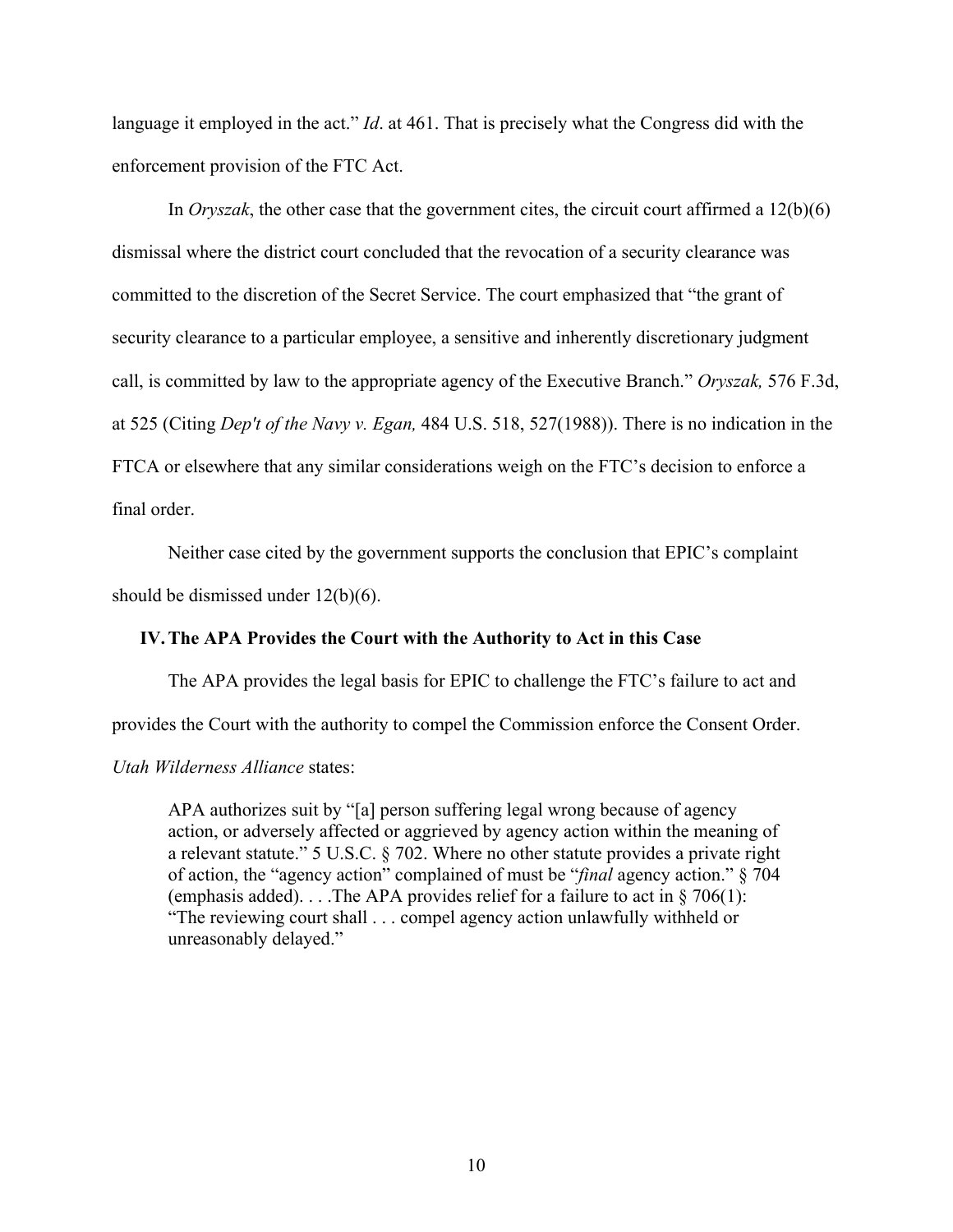language it employed in the act." *Id*. at 461. That is precisely what the Congress did with the enforcement provision of the FTC Act.

In *Oryszak*, the other case that the government cites, the circuit court affirmed a 12(b)(6) dismissal where the district court concluded that the revocation of a security clearance was committed to the discretion of the Secret Service. The court emphasized that "the grant of security clearance to a particular employee, a sensitive and inherently discretionary judgment call, is committed by law to the appropriate agency of the Executive Branch." *Oryszak,* 576 F.3d, at 525 (Citing *Dep't of the Navy v. Egan,* 484 U.S. 518, 527(1988)). There is no indication in the FTCA or elsewhere that any similar considerations weigh on the FTC's decision to enforce a final order.

Neither case cited by the government supports the conclusion that EPIC's complaint should be dismissed under 12(b)(6).

### IV. The APA Provides the Court with the Authority to Act in this Case

The APA provides the legal basis for EPIC to challenge the FTC's failure to act and provides the Court with the authority to compel the Commission enforce the Consent Order. *Utah Wilderness Alliance* states:

> APA authorizes suit by "[a] person suffering legal wrong because of agency action, or adversely affected or aggrieved by agency action within the meaning of a relevant statute." 5 U.S.C. § 702. Where no other statute provides a private right of action, the "agency action" complained of must be "*final* agency action." § 704 (emphasis added). . . .The APA provides relief for a failure to act in § 706(1): "The reviewing court shall . . . compel agency action unlawfully withheld or unreasonably delayed."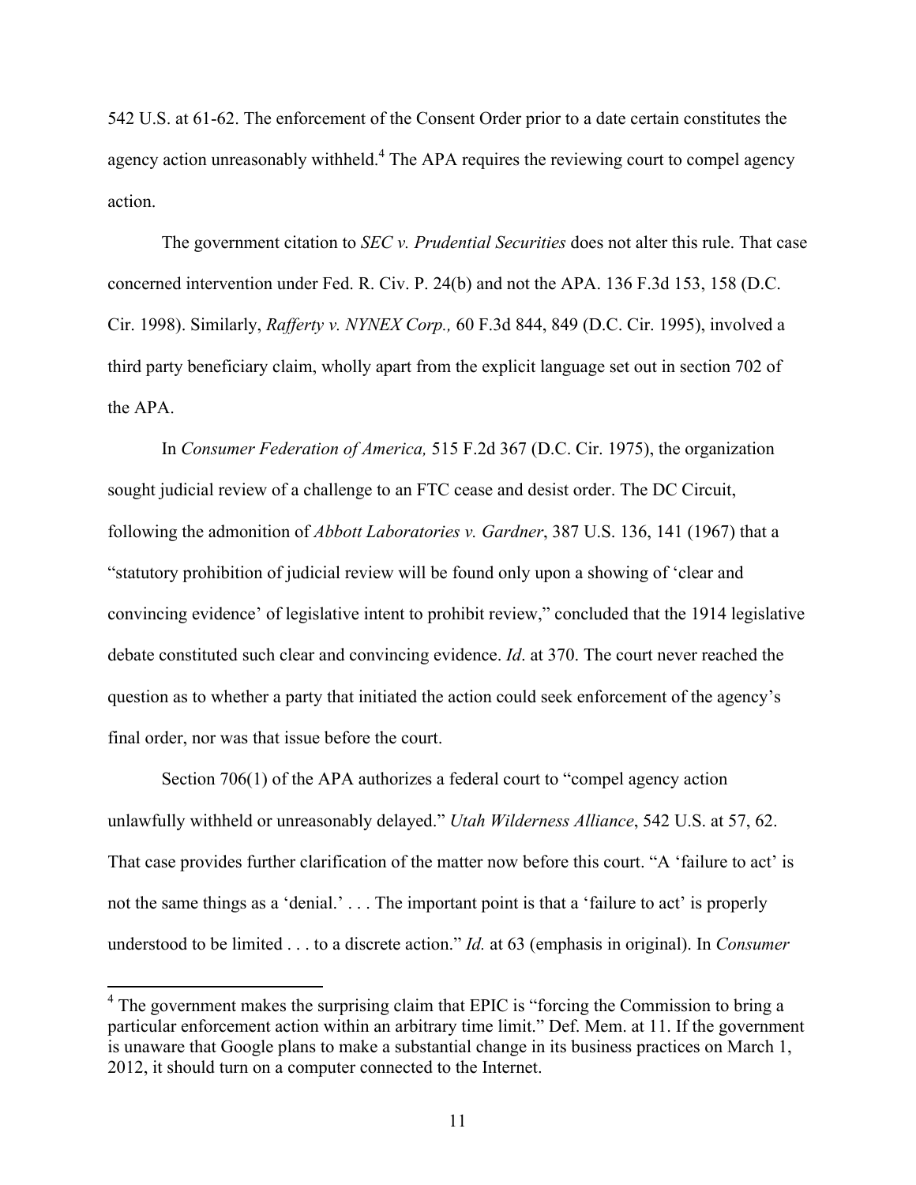542 U.S. at 61-62. The enforcement of the Consent Order prior to a date certain constitutes the agency action unreasonably withheld.[4] The APA requires the reviewing court to compel agency action.

The government citation to *SEC v. Prudential Securities* does not alter this rule. That case concerned intervention under Fed. R. Civ. P. 24(b) and not the APA. 136 F.3d 153, 158 (D.C. Cir. 1998). Similarly, *Rafferty v. NYNEX Corp.,* 60 F.3d 844, 849 (D.C. Cir. 1995), involved a third party beneficiary claim, wholly apart from the explicit language set out in section 702 of the APA.

In *Consumer Federation of America,* 515 F.2d 367 (D.C. Cir. 1975), the organization sought judicial review of a challenge to an FTC cease and desist order. The DC Circuit, following the admonition of *Abbott Laboratories v. Gardner*, 387 U.S. 136, 141 (1967) that a "statutory prohibition of judicial review will be found only upon a showing of 'clear and convincing evidence' of legislative intent to prohibit review," concluded that the 1914 legislative debate constituted such clear and convincing evidence. *Id*. at 370. The court never reached the question as to whether a party that initiated the action could seek enforcement of the agency's final order, nor was that issue before the court.

Section 706(1) of the APA authorizes a federal court to "compel agency action unlawfully withheld or unreasonably delayed." *Utah Wilderness Alliance*, 542 U.S. at 57, 62. That case provides further clarification of the matter now before this court. "A 'failure to act' is not the same things as a 'denial.' . . . The important point is that a 'failure to act' is properly understood to be limited . . . to a discrete action." *Id.* at 63 (emphasis in original). In *Consumer*

[4] The government makes the surprising claim that EPIC is "forcing the Commission to bring a particular enforcement action within an arbitrary time limit." Def. Mem. at 11. If the government is unaware that Google plans to make a substantial change in its business practices on March 1, 2012, it should turn on a computer connected to the Internet.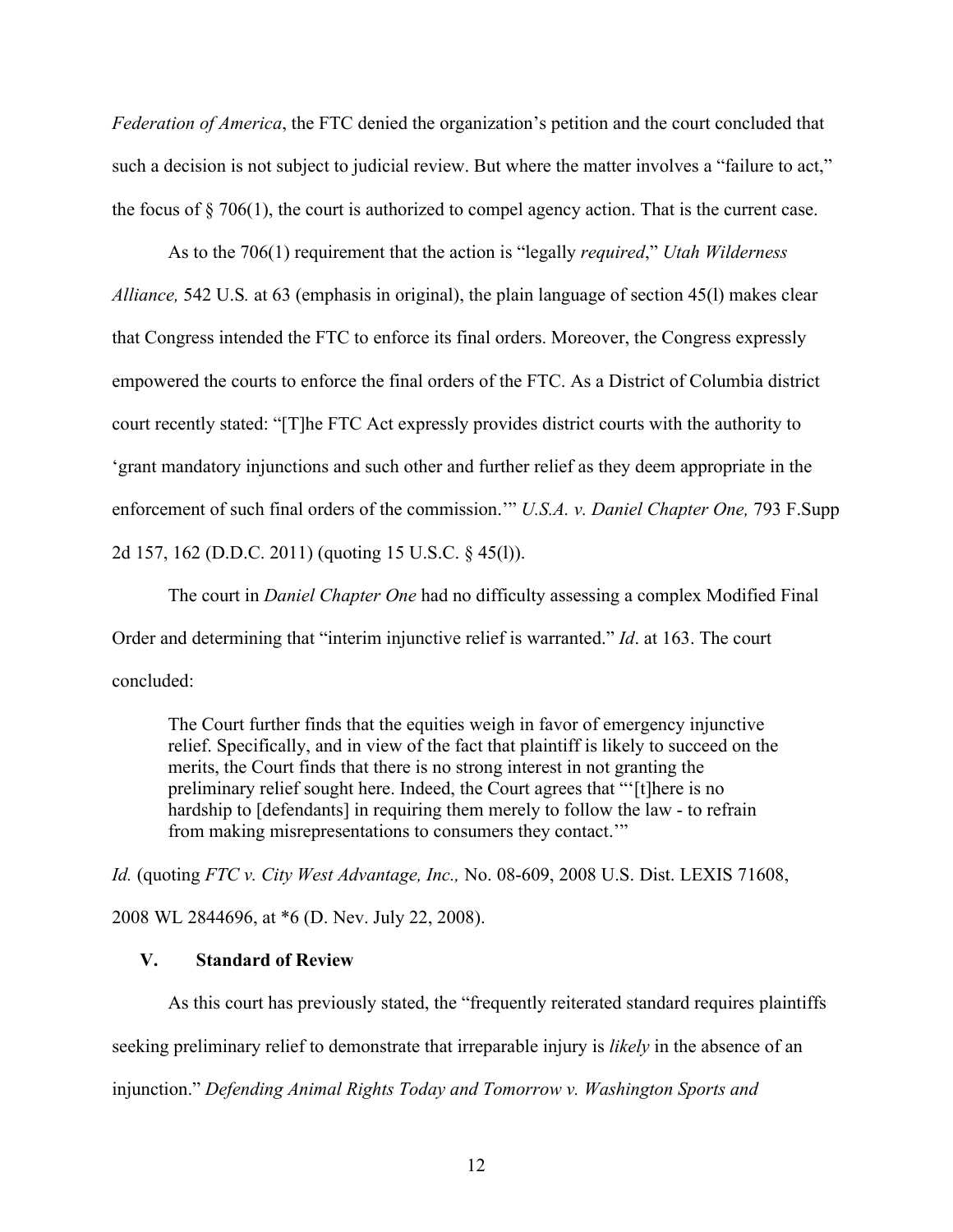*Federation of America*, the FTC denied the organization's petition and the court concluded that such a decision is not subject to judicial review. But where the matter involves a "failure to act," the focus of § 706(1), the court is authorized to compel agency action. That is the current case.

As to the 706(1) requirement that the action is "legally *required*," *Utah Wilderness Alliance,* 542 U.S*.* at 63 (emphasis in original), the plain language of section 45(l) makes clear that Congress intended the FTC to enforce its final orders. Moreover, the Congress expressly empowered the courts to enforce the final orders of the FTC. As a District of Columbia district court recently stated: "[T]he FTC Act expressly provides district courts with the authority to 'grant mandatory injunctions and such other and further relief as they deem appropriate in the enforcement of such final orders of the commission.'" *U.S.A. v. Daniel Chapter One,* 793 F.Supp 2d 157, 162 (D.D.C. 2011) (quoting 15 U.S.C. § 45(l)).

The court in *Daniel Chapter One* had no difficulty assessing a complex Modified Final Order and determining that "interim injunctive relief is warranted." *Id*. at 163. The court concluded:

> The Court further finds that the equities weigh in favor of emergency injunctive relief. Specifically, and in view of the fact that plaintiff is likely to succeed on the merits, the Court finds that there is no strong interest in not granting the preliminary relief sought here. Indeed, the Court agrees that "'[t]here is no hardship to [defendants] in requiring them merely to follow the law - to refrain from making misrepresentations to consumers they contact.'"

*Id.* (quoting *FTC v. City West Advantage, Inc.,* No. 08-609, 2008 U.S. Dist. LEXIS 71608, 2008 WL 2844696, at *6 (D. Nev. July 22, 2008).

## V. Standard of Review

As this court has previously stated, the "frequently reiterated standard requires plaintiffs seeking preliminary relief to demonstrate that irreparable injury is *likely* in the absence of an injunction." *Defending Animal Rights Today and Tomorrow v. Washington Sports and*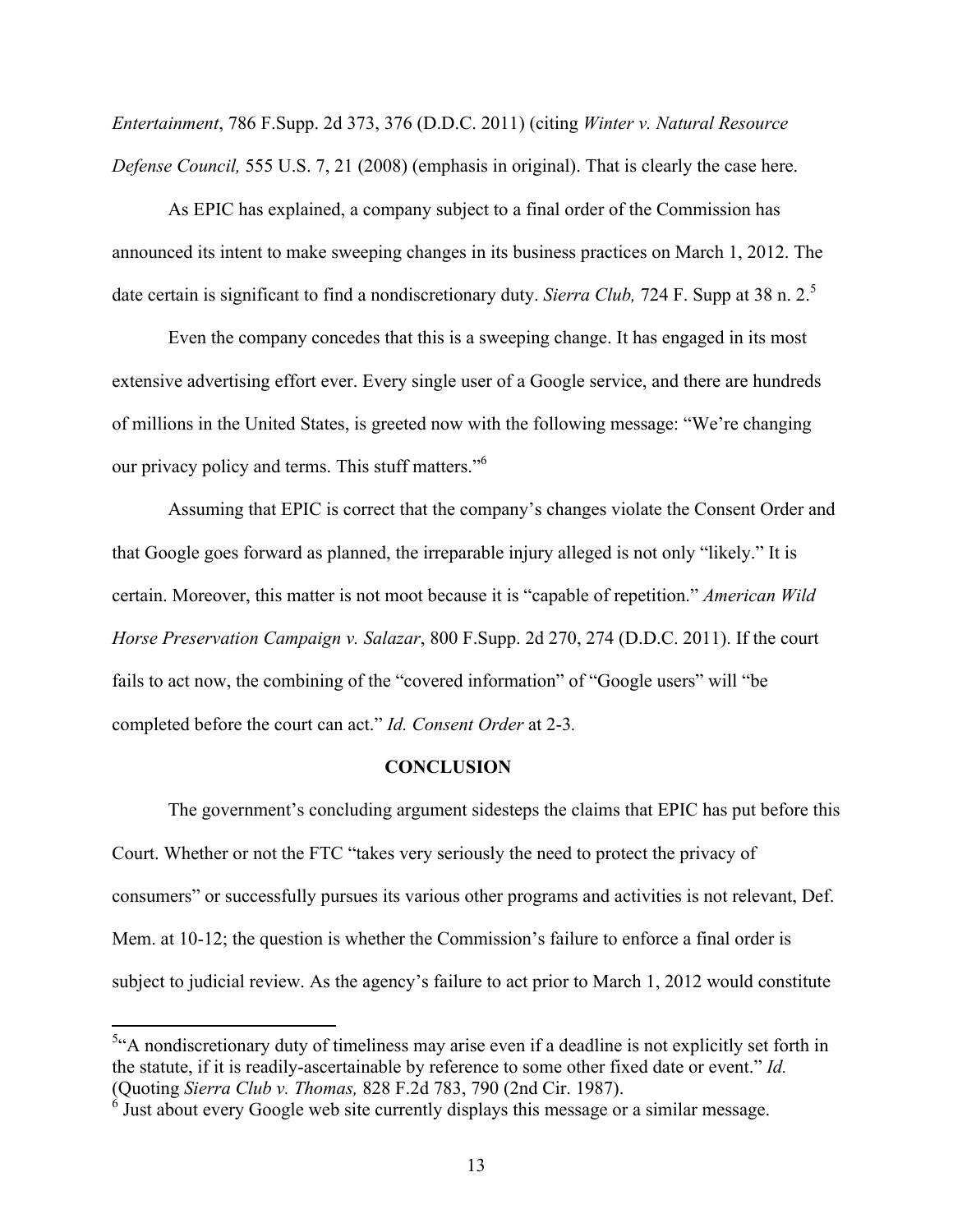*Entertainment*, 786 F.Supp. 2d 373, 376 (D.D.C. 2011) (citing *Winter v. Natural Resource Defense Council,* 555 U.S. 7, 21 (2008) (emphasis in original). That is clearly the case here.

As EPIC has explained, a company subject to a final order of the Commission has announced its intent to make sweeping changes in its business practices on March 1, 2012. The date certain is significant to find a nondiscretionary duty. *Sierra Club,* 724 F. Supp at 38 n. 2.[5]

Even the company concedes that this is a sweeping change. It has engaged in its most extensive advertising effort ever. Every single user of a Google service, and there are hundreds of millions in the United States, is greeted now with the following message: "We're changing our privacy policy and terms. This stuff matters."[6]

Assuming that EPIC is correct that the company's changes violate the Consent Order and that Google goes forward as planned, the irreparable injury alleged is not only "likely." It is certain. Moreover, this matter is not moot because it is "capable of repetition." *American Wild Horse Preservation Campaign v. Salazar*, 800 F.Supp. 2d 270, 274 (D.D.C. 2011). If the court fails to act now, the combining of the "covered information" of "Google users" will "be completed before the court can act." *Id. Consent Order* at 2-3.

## CONCLUSION

The government's concluding argument sidesteps the claims that EPIC has put before this Court. Whether or not the FTC "takes very seriously the need to protect the privacy of consumers" or successfully pursues its various other programs and activities is not relevant, Def. Mem. at 10-12; the question is whether the Commission's failure to enforce a final order is subject to judicial review. As the agency's failure to act prior to March 1, 2012 would constitute

---

[5] "A nondiscretionary duty of timeliness may arise even if a deadline is not explicitly set forth in the statute, if it is readily-ascertainable by reference to some other fixed date or event." *Id.* (Quoting *Sierra Club v. Thomas,* 828 F.2d 783, 790 (2nd Cir. 1987).

[6] Just about every Google web site currently displays this message or a similar message.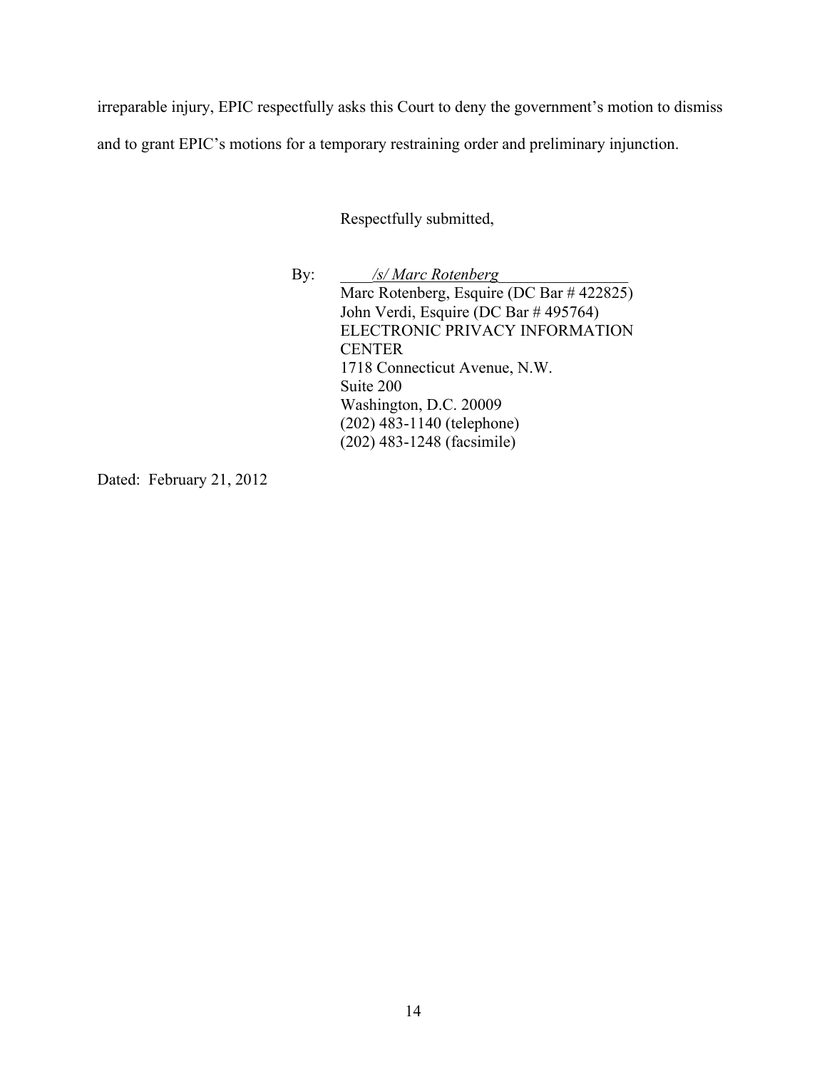irreparable injury, EPIC respectfully asks this Court to deny the government's motion to dismiss and to grant EPIC's motions for a temporary restraining order and preliminary injunction.

Respectfully submitted,

By: *<u>/s/ Marc Rotenberg</u>*
Marc Rotenberg, Esquire (DC Bar # 422825)
John Verdi, Esquire (DC Bar # 495764)
ELECTRONIC PRIVACY INFORMATION CENTER
1718 Connecticut Avenue, N.W.
Suite 200
Washington, D.C. 20009
(202) 483-1140 (telephone)
(202) 483-1248 (facsimile)

Dated: February 21, 2012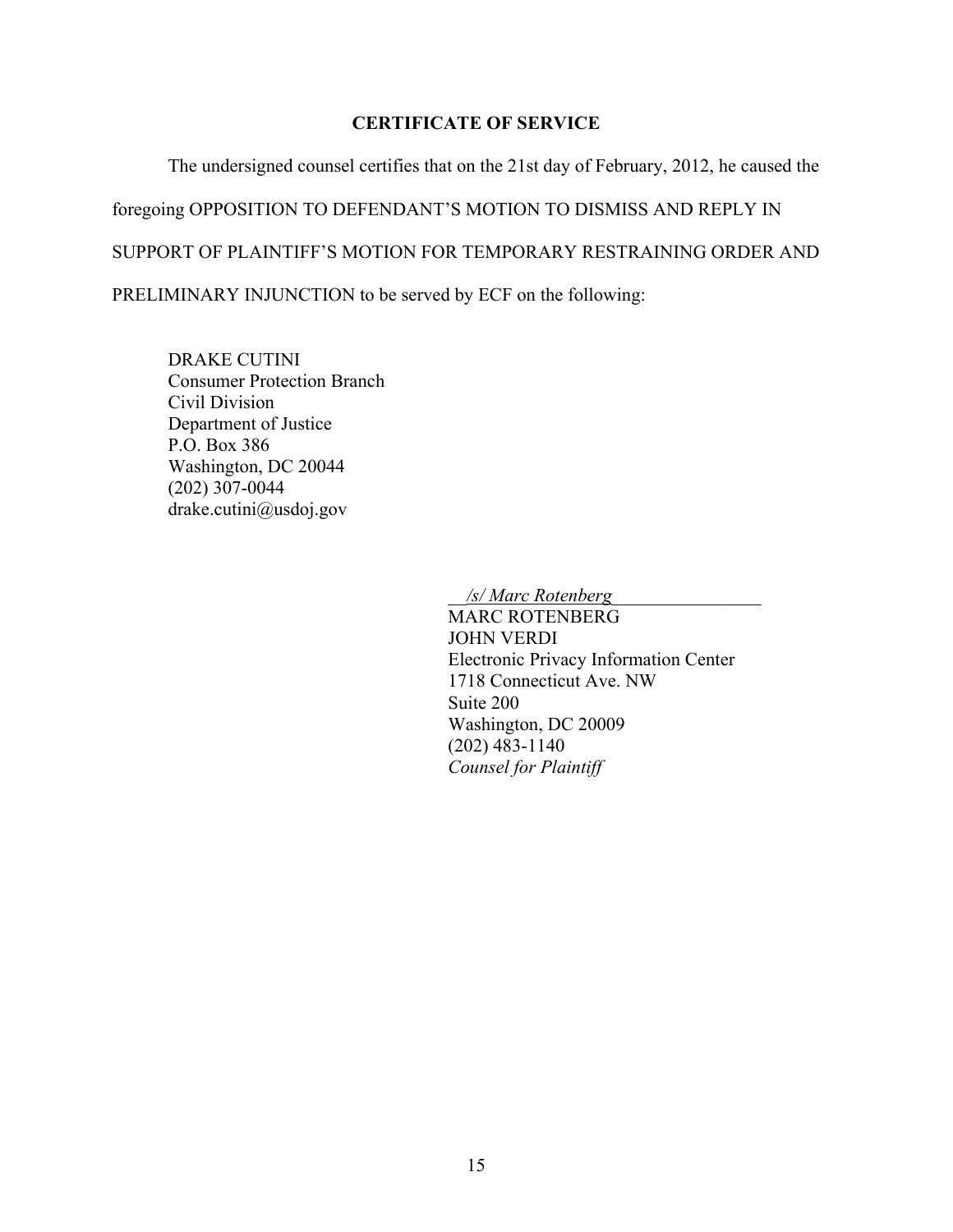**CERTIFICATE OF SERVICE**

The undersigned counsel certifies that on the 21st day of February, 2012, he caused the foregoing OPPOSITION TO DEFENDANT'S MOTION TO DISMISS AND REPLY IN SUPPORT OF PLAINTIFF'S MOTION FOR TEMPORARY RESTRAINING ORDER AND PRELIMINARY INJUNCTION to be served by ECF on the following:

DRAKE CUTINI
Consumer Protection Branch
Civil Division
Department of Justice
P.O. Box 386
Washington, DC 20044
(202) 307-0044
drake.cutini@usdoj.gov

*/s/ Marc Rotenberg*
MARC ROTENBERG
JOHN VERDI
Electronic Privacy Information Center
1718 Connecticut Ave. NW
Suite 200
Washington, DC 20009
(202) 483-1140
*Counsel for Plaintiff*